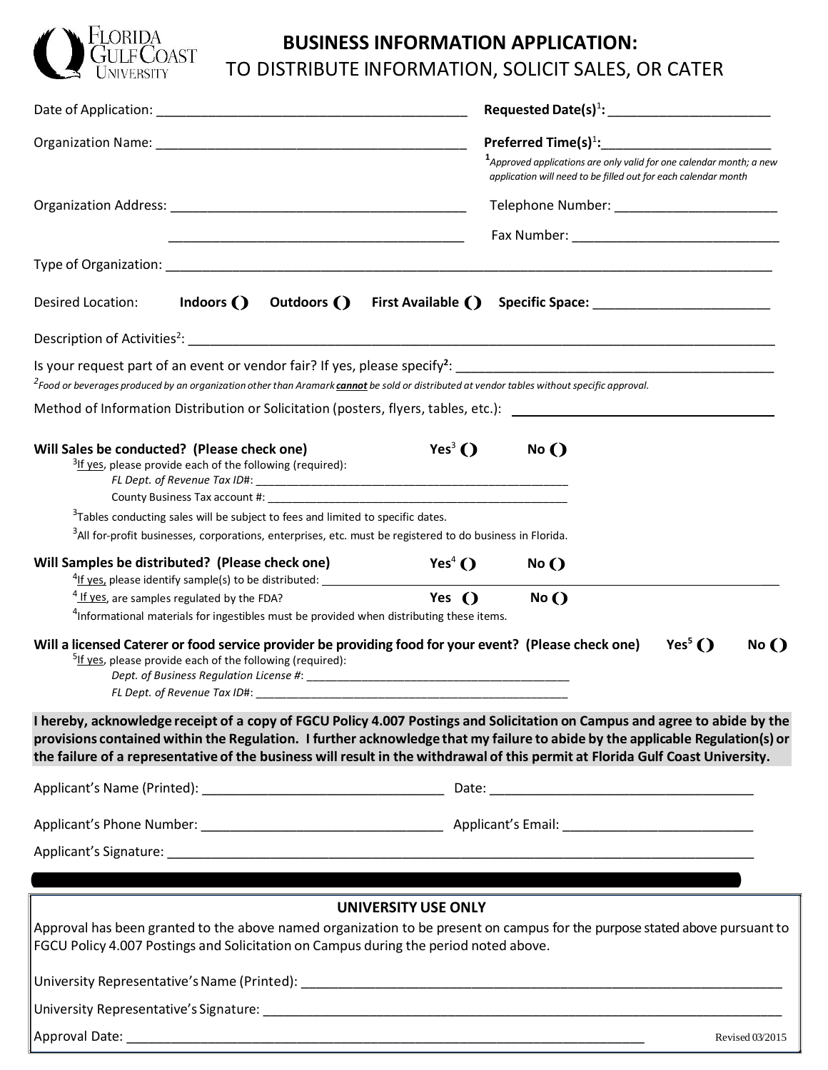# BUSINESS INFORMATION APPLICATION:

## TO DISTRIBUTE INFORMATION, SOLICIT SALES, OR CATER

Date of Application: ________________________________________

**Requested Date(s)[1]:** ______________________

Organization Name: ________________________________________

**Preferred Time(s)[1]:** ______________________

*[1]Approved applications are only valid for one calendar month; a new application will need to be filled out for each calendar month*

Organization Address: ________________________________________

________________________________________

Telephone Number: ______________________

Fax Number: ___________________________

Type of Organization: ______________________________________________________________________________

Desired Location: **Indoors** ( ) **Outdoors** ( ) **First Available** ( ) **Specific Space:** ________________________

Description of Activities[2]: ______________________________________________________________________________

Is your request part of an event or vendor fair? If yes, please specify[2]: ____________________________________________

*[2]Food or beverages produced by an organization other than Aramark **cannot** be sold or distributed at vendor tables without specific approval.*

Method of Information Distribution or Solicitation (posters, flyers, tables, etc.): ____________________________________

**Will Sales be conducted? (Please check one)** **Yes[3]** ( ) **No** ( )

[3]If yes, please provide each of the following (required):

*FL Dept. of Revenue Tax ID#*: ________________________________________________

County Business Tax account #: ________________________________________________

[3]Tables conducting sales will be subject to fees and limited to specific dates.

[3]All for-profit businesses, corporations, enterprises, etc. must be registered to do business in Florida.

**Will Samples be distributed? (Please check one)** **Yes[4]** ( ) **No** ( )

[4]If yes, please identify sample(s) to be distributed: ______________________________________________________

[4] If yes, are samples regulated by the FDA? **Yes** ( ) **No** ( )

[4]Informational materials for ingestibles must be provided when distributing these items.

**Will a licensed Caterer or food service provider be providing food for your event? (Please check one)** **Yes[5]** ( ) **No** ( )

[5]If yes, please provide each of the following (required):

*Dept. of Business Regulation License #*: ________________________________________

*FL Dept. of Revenue Tax ID#*: ________________________________________________

**I hereby, acknowledge receipt of a copy of FGCU Policy 4.007 Postings and Solicitation on Campus and agree to abide by the provisions contained within the Regulation. I further acknowledge that my failure to abide by the applicable Regulation(s) or the failure of a representative of the business will result in the withdrawal of this permit at Florida Gulf Coast University.**

Applicant's Name (Printed): ________________________________ Date: ___________________________________

Applicant's Phone Number: ________________________________ Applicant's Email: _________________________

Applicant's Signature: ______________________________________________________________________________

---

### UNIVERSITY USE ONLY

Approval has been granted to the above named organization to be present on campus for the purpose stated above pursuant to FGCU Policy 4.007 Postings and Solicitation on Campus during the period noted above.

University Representative's Name (Printed): ______________________________________________________________

University Representative's Signature: __________________________________________________________________

Approval Date: ______________________________________________________________________

Revised 03/2015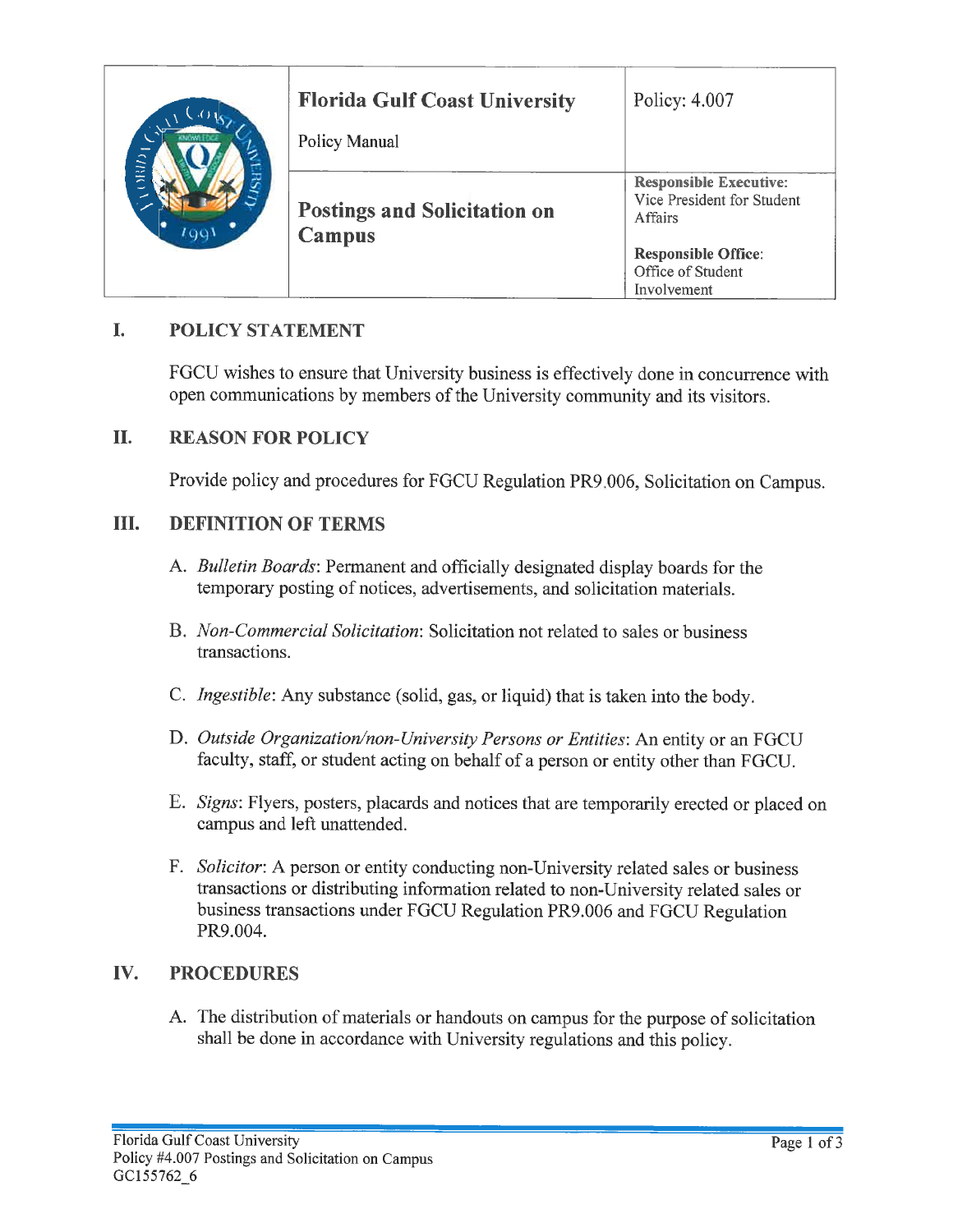| | Florida Gulf Coast University<br><br>Policy Manual | Policy: 4.007 |
|---|---|---|
| | **Postings and Solicitation on Campus** | **Responsible Executive:** Vice President for Student Affairs<br><br>**Responsible Office:** Office of Student Involvement |

## I. POLICY STATEMENT

FGCU wishes to ensure that University business is effectively done in concurrence with open communications by members of the University community and its visitors.

## II. REASON FOR POLICY

Provide policy and procedures for FGCU Regulation PR9.006, Solicitation on Campus.

## III. DEFINITION OF TERMS

A. *Bulletin Boards*: Permanent and officially designated display boards for the temporary posting of notices, advertisements, and solicitation materials.

B. *Non-Commercial Solicitation*: Solicitation not related to sales or business transactions.

C. *Ingestible*: Any substance (solid, gas, or liquid) that is taken into the body.

D. *Outside Organization/non-University Persons or Entities*: An entity or an FGCU faculty, staff, or student acting on behalf of a person or entity other than FGCU.

E. *Signs*: Flyers, posters, placards and notices that are temporarily erected or placed on campus and left unattended.

F. *Solicitor*: A person or entity conducting non-University related sales or business transactions or distributing information related to non-University related sales or business transactions under FGCU Regulation PR9.006 and FGCU Regulation PR9.004.

## IV. PROCEDURES

A. The distribution of materials or handouts on campus for the purpose of solicitation shall be done in accordance with University regulations and this policy.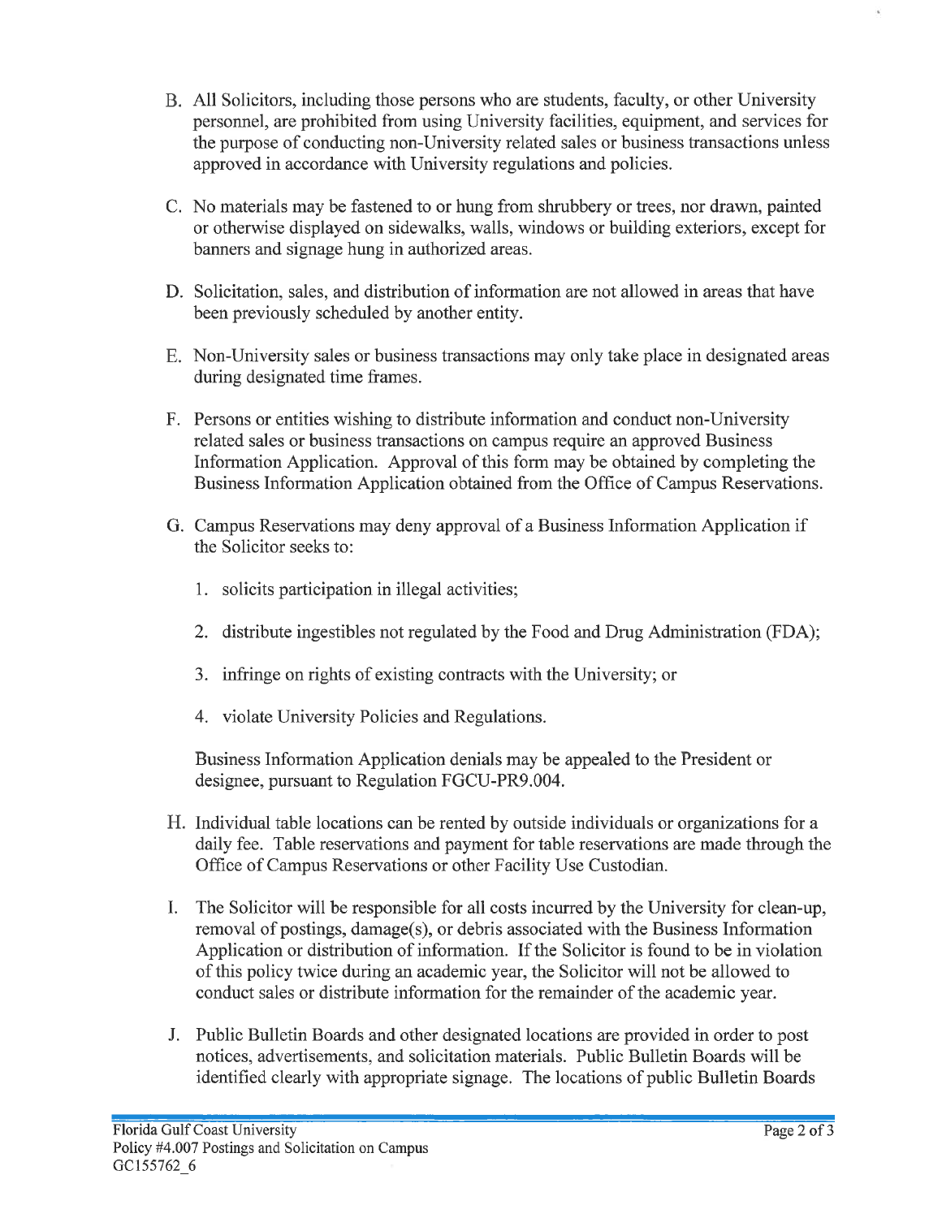B. All Solicitors, including those persons who are students, faculty, or other University personnel, are prohibited from using University facilities, equipment, and services for the purpose of conducting non-University related sales or business transactions unless approved in accordance with University regulations and policies.

C. No materials may be fastened to or hung from shrubbery or trees, nor drawn, painted or otherwise displayed on sidewalks, walls, windows or building exteriors, except for banners and signage hung in authorized areas.

D. Solicitation, sales, and distribution of information are not allowed in areas that have been previously scheduled by another entity.

E. Non-University sales or business transactions may only take place in designated areas during designated time frames.

F. Persons or entities wishing to distribute information and conduct non-University related sales or business transactions on campus require an approved Business Information Application. Approval of this form may be obtained by completing the Business Information Application obtained from the Office of Campus Reservations.

G. Campus Reservations may deny approval of a Business Information Application if the Solicitor seeks to:

   1. solicits participation in illegal activities;

   2. distribute ingestibles not regulated by the Food and Drug Administration (FDA);

   3. infringe on rights of existing contracts with the University; or

   4. violate University Policies and Regulations.

   Business Information Application denials may be appealed to the President or designee, pursuant to Regulation FGCU-PR9.004.

H. Individual table locations can be rented by outside individuals or organizations for a daily fee. Table reservations and payment for table reservations are made through the Office of Campus Reservations or other Facility Use Custodian.

I. The Solicitor will be responsible for all costs incurred by the University for clean-up, removal of postings, damage(s), or debris associated with the Business Information Application or distribution of information. If the Solicitor is found to be in violation of this policy twice during an academic year, the Solicitor will not be allowed to conduct sales or distribute information for the remainder of the academic year.

J. Public Bulletin Boards and other designated locations are provided in order to post notices, advertisements, and solicitation materials. Public Bulletin Boards will be identified clearly with appropriate signage. The locations of public Bulletin Boards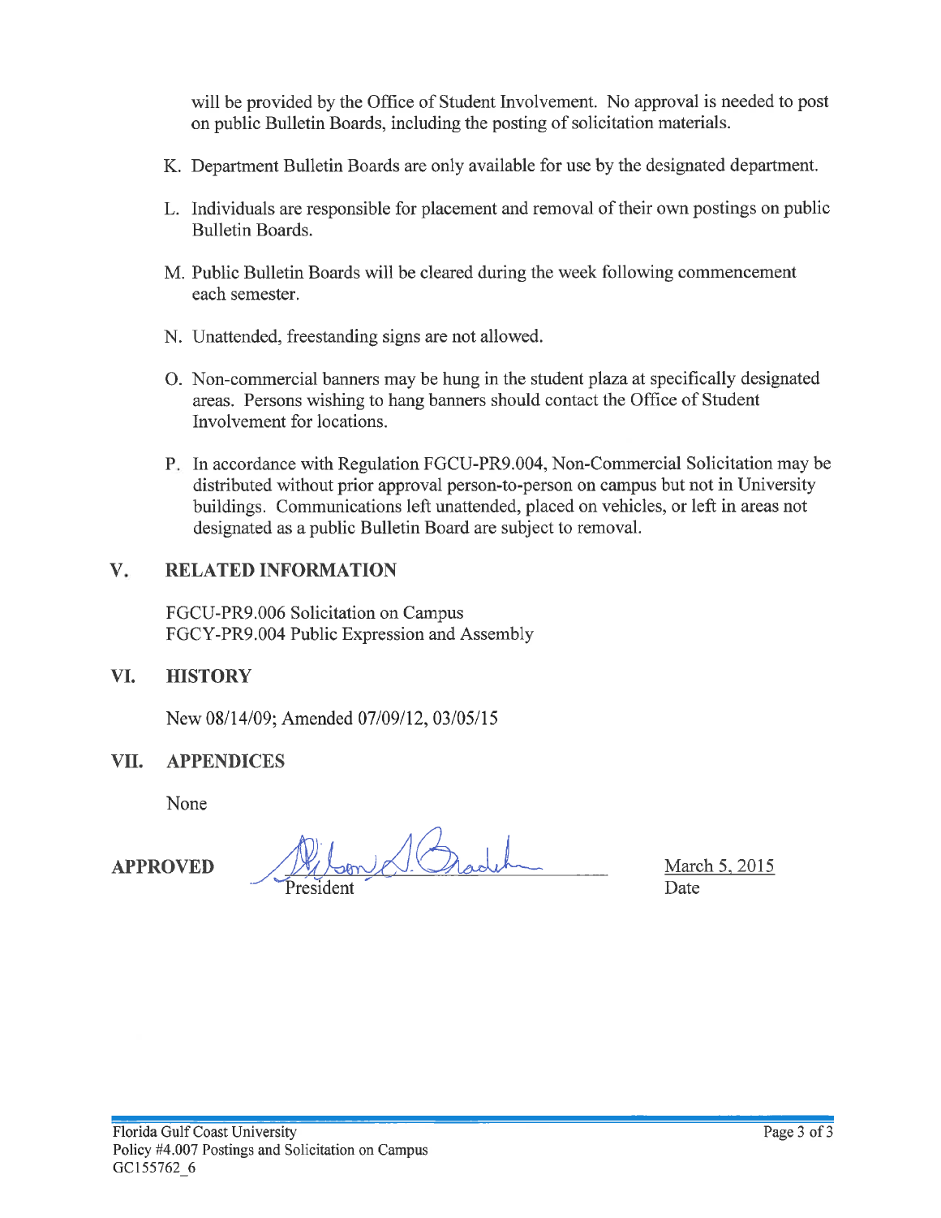will be provided by the Office of Student Involvement. No approval is needed to post on public Bulletin Boards, including the posting of solicitation materials.

K. Department Bulletin Boards are only available for use by the designated department.

L. Individuals are responsible for placement and removal of their own postings on public Bulletin Boards.

M. Public Bulletin Boards will be cleared during the week following commencement each semester.

N. Unattended, freestanding signs are not allowed.

O. Non-commercial banners may be hung in the student plaza at specifically designated areas. Persons wishing to hang banners should contact the Office of Student Involvement for locations.

P. In accordance with Regulation FGCU-PR9.004, Non-Commercial Solicitation may be distributed without prior approval person-to-person on campus but not in University buildings. Communications left unattended, placed on vehicles, or left in areas not designated as a public Bulletin Board are subject to removal.

## V. RELATED INFORMATION

FGCU-PR9.006 Solicitation on Campus
FGCY-PR9.004 Public Expression and Assembly

## VI. HISTORY

New 08/14/09; Amended 07/09/12, 03/05/15

## VII. APPENDICES

None

**APPROVED** ______________________ President &nbsp;&nbsp;&nbsp; March 5, 2015 Date

Florida Gulf Coast University
Policy #4.007 Postings and Solicitation on Campus
GC155762_6